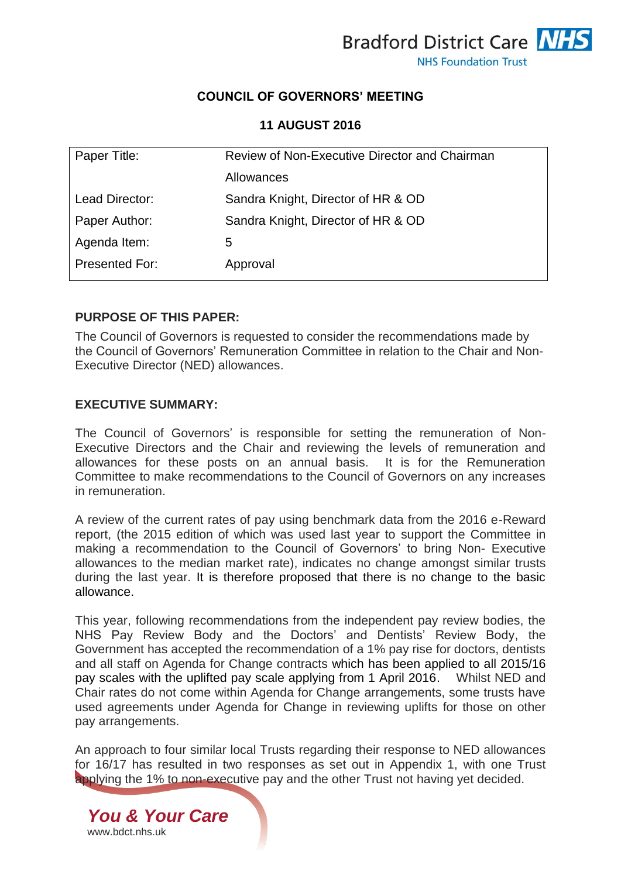# COUNCIL OF GOVERNORS' MEETING

## 11 AUGUST 2016

| Paper Title: | Review of Non-Executive Director and Chairman Allowances |
|---|---|
| Lead Director: | Sandra Knight, Director of HR & OD |
| Paper Author: | Sandra Knight, Director of HR & OD |
| Agenda Item: | 5 |
| Presented For: | Approval |

**PURPOSE OF THIS PAPER:**

The Council of Governors is requested to consider the recommendations made by the Council of Governors' Remuneration Committee in relation to the Chair and Non-Executive Director (NED) allowances.

**EXECUTIVE SUMMARY:**

The Council of Governors' is responsible for setting the remuneration of Non-Executive Directors and the Chair and reviewing the levels of remuneration and allowances for these posts on an annual basis. It is for the Remuneration Committee to make recommendations to the Council of Governors on any increases in remuneration.

A review of the current rates of pay using benchmark data from the 2016 e-Reward report, (the 2015 edition of which was used last year to support the Committee in making a recommendation to the Council of Governors' to bring Non- Executive allowances to the median market rate), indicates no change amongst similar trusts during the last year. It is therefore proposed that there is no change to the basic allowance.

This year, following recommendations from the independent pay review bodies, the NHS Pay Review Body and the Doctors' and Dentists' Review Body, the Government has accepted the recommendation of a 1% pay rise for doctors, dentists and all staff on Agenda for Change contracts which has been applied to all 2015/16 pay scales with the uplifted pay scale applying from 1 April 2016. Whilst NED and Chair rates do not come within Agenda for Change arrangements, some trusts have used agreements under Agenda for Change in reviewing uplifts for those on other pay arrangements.

An approach to four similar local Trusts regarding their response to NED allowances for 16/17 has resulted in two responses as set out in Appendix 1, with one Trust applying the 1% to non-executive pay and the other Trust not having yet decided.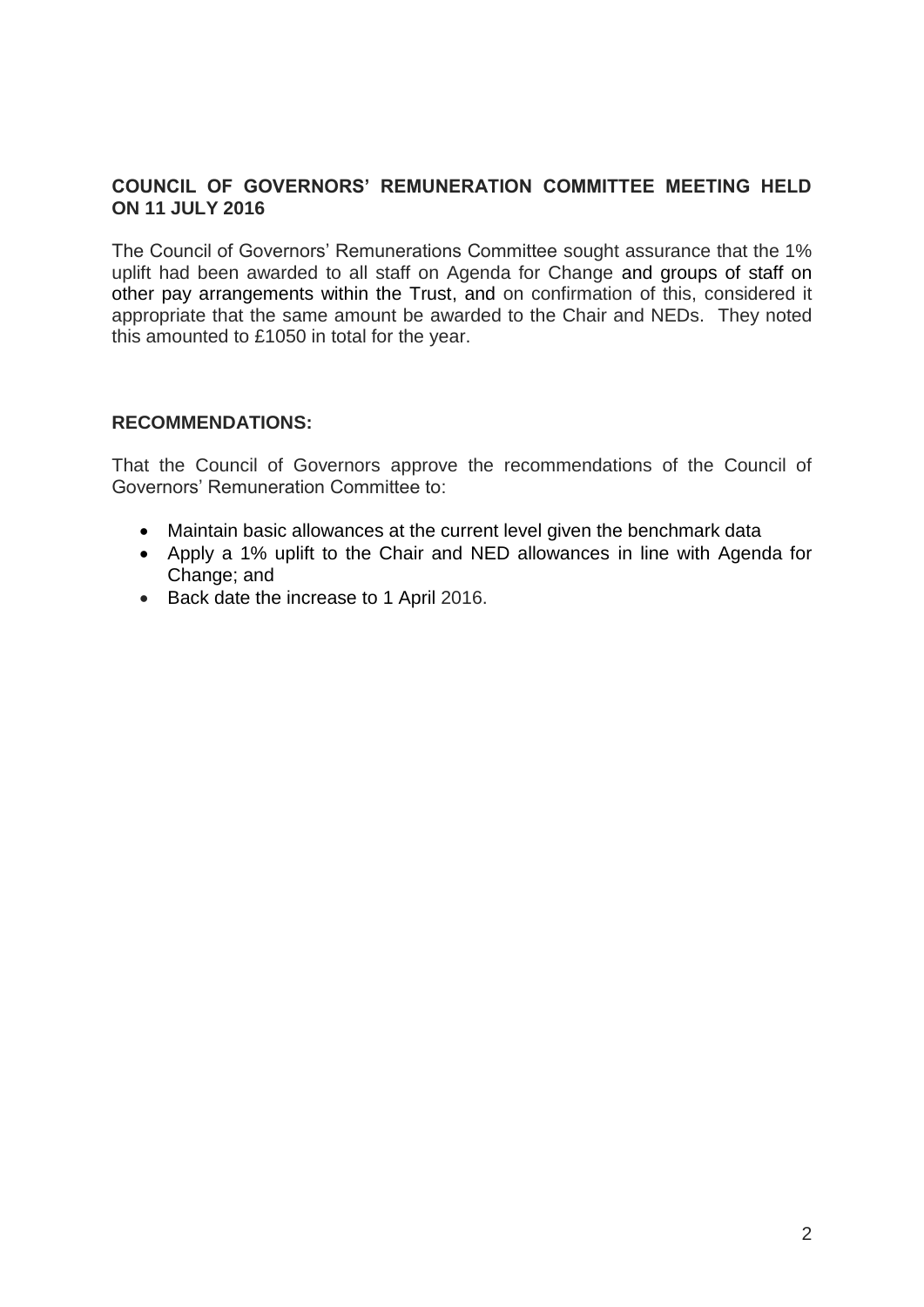**COUNCIL OF GOVERNORS' REMUNERATION COMMITTEE MEETING HELD ON 11 JULY 2016**

The Council of Governors' Remunerations Committee sought assurance that the 1% uplift had been awarded to all staff on Agenda for Change and groups of staff on other pay arrangements within the Trust, and on confirmation of this, considered it appropriate that the same amount be awarded to the Chair and NEDs. They noted this amounted to £1050 in total for the year.

**RECOMMENDATIONS:**

That the Council of Governors approve the recommendations of the Council of Governors' Remuneration Committee to:

- Maintain basic allowances at the current level given the benchmark data
- Apply a 1% uplift to the Chair and NED allowances in line with Agenda for Change; and
- Back date the increase to 1 April 2016.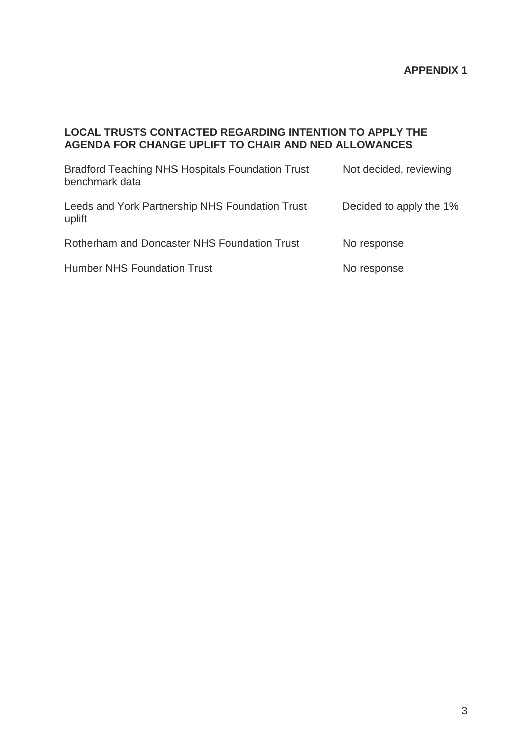**APPENDIX 1**

**LOCAL TRUSTS CONTACTED REGARDING INTENTION TO APPLY THE AGENDA FOR CHANGE UPLIFT TO CHAIR AND NED ALLOWANCES**

| | |
|---|---|
| Bradford Teaching NHS Hospitals Foundation Trust | Not decided, reviewing benchmark data |
| Leeds and York Partnership NHS Foundation Trust | Decided to apply the 1% uplift |
| Rotherham and Doncaster NHS Foundation Trust | No response |
| Humber NHS Foundation Trust | No response |